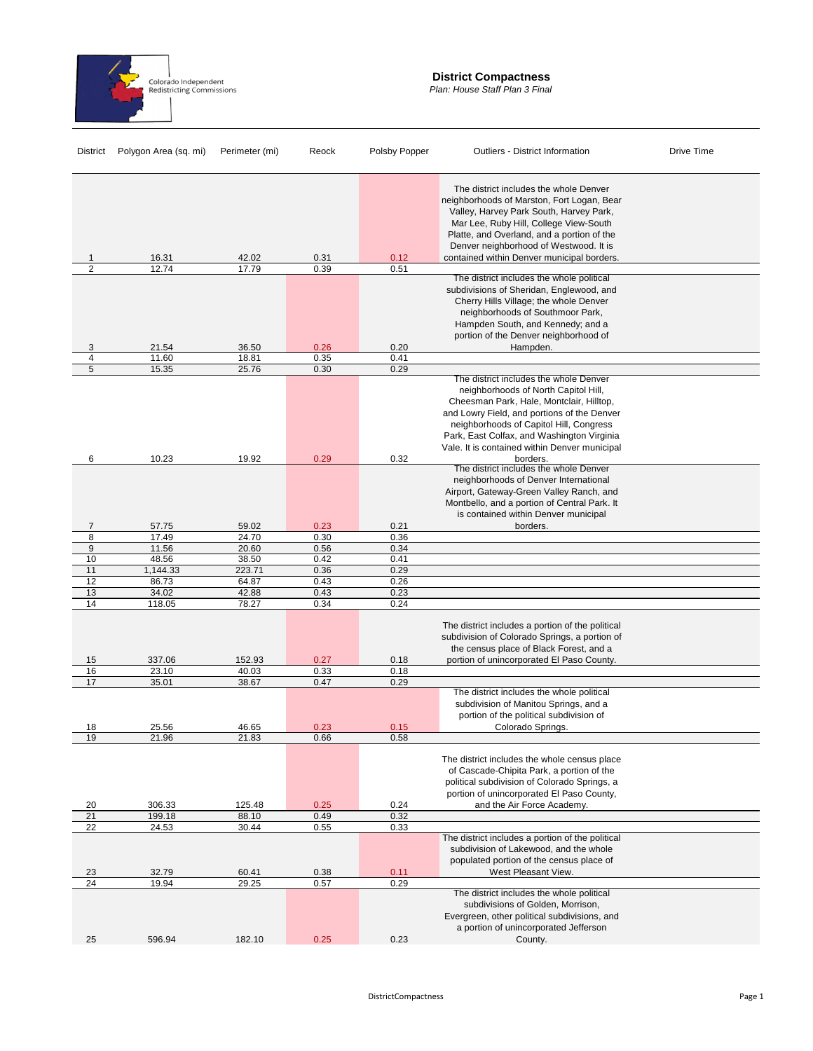Colorado Independent Redistricting Commissions

# District Compactness

*Plan: House Staff Plan 3 Final*

| District | Polygon Area (sq. mi) | Perimeter (mi) | Reock | Polsby Popper | Outliers - District Information | Drive Time |
|---|---|---|---|---|---|---|
| 1 | 16.31 | 42.02 | 0.31 | 0.12 | The district includes the whole Denver neighborhoods of Marston, Fort Logan, Bear Valley, Harvey Park South, Harvey Park, Mar Lee, Ruby Hill, College View-South Platte, and Overland, and a portion of the Denver neighborhood of Westwood. It is contained within Denver municipal borders. | |
| 2 | 12.74 | 17.79 | 0.39 | 0.51 | | |
| 3 | 21.54 | 36.50 | 0.26 | 0.20 | The district includes the whole political subdivisions of Sheridan, Englewood, and Cherry Hills Village; the whole Denver neighborhoods of Southmoor Park, Hampden South, and Kennedy; and a portion of the Denver neighborhood of Hampden. | |
| 4 | 11.60 | 18.81 | 0.35 | 0.41 | | |
| 5 | 15.35 | 25.76 | 0.30 | 0.29 | | |
| 6 | 10.23 | 19.92 | 0.29 | 0.32 | The district includes the whole Denver neighborhoods of North Capitol Hill, Cheesman Park, Hale, Montclair, Hilltop, and Lowry Field, and portions of the Denver neighborhoods of Capitol Hill, Congress Park, East Colfax, and Washington Virginia Vale. It is contained within Denver municipal borders. | |
| 7 | 57.75 | 59.02 | 0.23 | 0.21 | The district includes the whole Denver neighborhoods of Denver International Airport, Gateway-Green Valley Ranch, and Montbello, and a portion of Central Park. It is contained within Denver municipal borders. | |
| 8 | 17.49 | 24.70 | 0.30 | 0.36 | | |
| 9 | 11.56 | 20.60 | 0.56 | 0.34 | | |
| 10 | 48.56 | 38.50 | 0.42 | 0.41 | | |
| 11 | 1,144.33 | 223.71 | 0.36 | 0.29 | | |
| 12 | 86.73 | 64.87 | 0.43 | 0.26 | | |
| 13 | 34.02 | 42.88 | 0.43 | 0.23 | | |
| 14 | 118.05 | 78.27 | 0.34 | 0.24 | | |
| 15 | 337.06 | 152.93 | 0.27 | 0.18 | The district includes a portion of the political subdivision of Colorado Springs, a portion of the census place of Black Forest, and a portion of unincorporated El Paso County. | |
| 16 | 23.10 | 40.03 | 0.33 | 0.18 | | |
| 17 | 35.01 | 38.67 | 0.47 | 0.29 | | |
| 18 | 25.56 | 46.65 | 0.23 | 0.15 | The district includes the whole political subdivision of Manitou Springs, and a portion of the political subdivision of Colorado Springs. | |
| 19 | 21.96 | 21.83 | 0.66 | 0.58 | | |
| 20 | 306.33 | 125.48 | 0.25 | 0.24 | The district includes the whole census place of Cascade-Chipita Park, a portion of the political subdivision of Colorado Springs, a portion of unincorporated El Paso County, and the Air Force Academy. | |
| 21 | 199.18 | 88.10 | 0.49 | 0.32 | | |
| 22 | 24.53 | 30.44 | 0.55 | 0.33 | | |
| 23 | 32.79 | 60.41 | 0.38 | 0.11 | The district includes a portion of the political subdivision of Lakewood, and the whole populated portion of the census place of West Pleasant View. | |
| 24 | 19.94 | 29.25 | 0.57 | 0.29 | | |
| 25 | 596.94 | 182.10 | 0.25 | 0.23 | The district includes the whole political subdivisions of Golden, Morrison, Evergreen, other political subdivisions, and a portion of unincorporated Jefferson County. | |

DistrictCompactness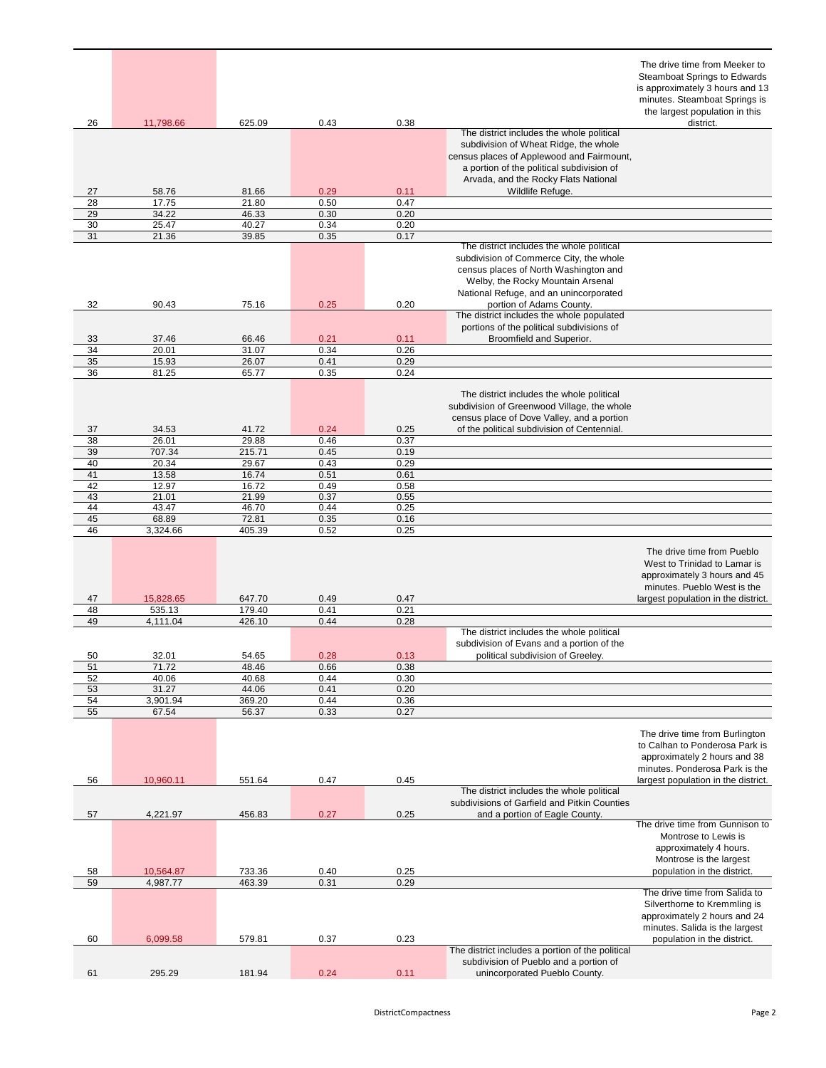| | | | | | | |
|---|---|---|---|---|---|---|
| 26 | 11,798.66 | 625.09 | 0.43 | 0.38 | | The drive time from Meeker to Steamboat Springs to Edwards is approximately 3 hours and 13 minutes. Steamboat Springs is the largest population in this district. |
| 27 | 58.76 | 81.66 | 0.29 | 0.11 | The district includes the whole political subdivision of Wheat Ridge, the whole census places of Applewood and Fairmount, a portion of the political subdivision of Arvada, and the Rocky Flats National Wildlife Refuge. | |
| 28 | 17.75 | 21.80 | 0.50 | 0.47 | | |
| 29 | 34.22 | 46.33 | 0.30 | 0.20 | | |
| 30 | 25.47 | 40.27 | 0.34 | 0.20 | | |
| 31 | 21.36 | 39.85 | 0.35 | 0.17 | | |
| 32 | 90.43 | 75.16 | 0.25 | 0.20 | The district includes the whole political subdivision of Commerce City, the whole census places of North Washington and Welby, the Rocky Mountain Arsenal National Refuge, and an unincorporated portion of Adams County. | |
| 33 | 37.46 | 66.46 | 0.21 | 0.11 | The district includes the whole populated portions of the political subdivisions of Broomfield and Superior. | |
| 34 | 20.01 | 31.07 | 0.34 | 0.26 | | |
| 35 | 15.93 | 26.07 | 0.41 | 0.29 | | |
| 36 | 81.25 | 65.77 | 0.35 | 0.24 | | |
| 37 | 34.53 | 41.72 | 0.24 | 0.25 | The district includes the whole political subdivision of Greenwood Village, the whole census place of Dove Valley, and a portion of the political subdivision of Centennial. | |
| 38 | 26.01 | 29.88 | 0.46 | 0.37 | | |
| 39 | 707.34 | 215.71 | 0.45 | 0.19 | | |
| 40 | 20.34 | 29.67 | 0.43 | 0.29 | | |
| 41 | 13.58 | 16.74 | 0.51 | 0.61 | | |
| 42 | 12.97 | 16.72 | 0.49 | 0.58 | | |
| 43 | 21.01 | 21.99 | 0.37 | 0.55 | | |
| 44 | 43.47 | 46.70 | 0.44 | 0.25 | | |
| 45 | 68.89 | 72.81 | 0.35 | 0.16 | | |
| 46 | 3,324.66 | 405.39 | 0.52 | 0.25 | | |
| 47 | 15,828.65 | 647.70 | 0.49 | 0.47 | | The drive time from Pueblo West to Trinidad to Lamar is approximately 3 hours and 45 minutes. Pueblo West is the largest population in the district. |
| 48 | 535.13 | 179.40 | 0.41 | 0.21 | | |
| 49 | 4,111.04 | 426.10 | 0.44 | 0.28 | | |
| 50 | 32.01 | 54.65 | 0.28 | 0.13 | The district includes the whole political subdivision of Evans and a portion of the political subdivision of Greeley. | |
| 51 | 71.72 | 48.46 | 0.66 | 0.38 | | |
| 52 | 40.06 | 40.68 | 0.44 | 0.30 | | |
| 53 | 31.27 | 44.06 | 0.41 | 0.20 | | |
| 54 | 3,901.94 | 369.20 | 0.44 | 0.36 | | |
| 55 | 67.54 | 56.37 | 0.33 | 0.27 | | |
| 56 | 10,960.11 | 551.64 | 0.47 | 0.45 | | The drive time from Burlington to Calhan to Ponderosa Park is approximately 2 hours and 38 minutes. Ponderosa Park is the largest population in the district. |
| 57 | 4,221.97 | 456.83 | 0.27 | 0.25 | The district includes the whole political subdivisions of Garfield and Pitkin Counties and a portion of Eagle County. | |
| 58 | 10,564.87 | 733.36 | 0.40 | 0.25 | | The drive time from Gunnison to Montrose to Lewis is approximately 4 hours. Montrose is the largest population in the district. |
| 59 | 4,987.77 | 463.39 | 0.31 | 0.29 | | |
| 60 | 6,099.58 | 579.81 | 0.37 | 0.23 | | The drive time from Salida to Silverthorne to Kremmling is approximately 2 hours and 24 minutes. Salida is the largest population in the district. |
| 61 | 295.29 | 181.94 | 0.24 | 0.11 | The district includes a portion of the political subdivision of Pueblo and a portion of unincorporated Pueblo County. | |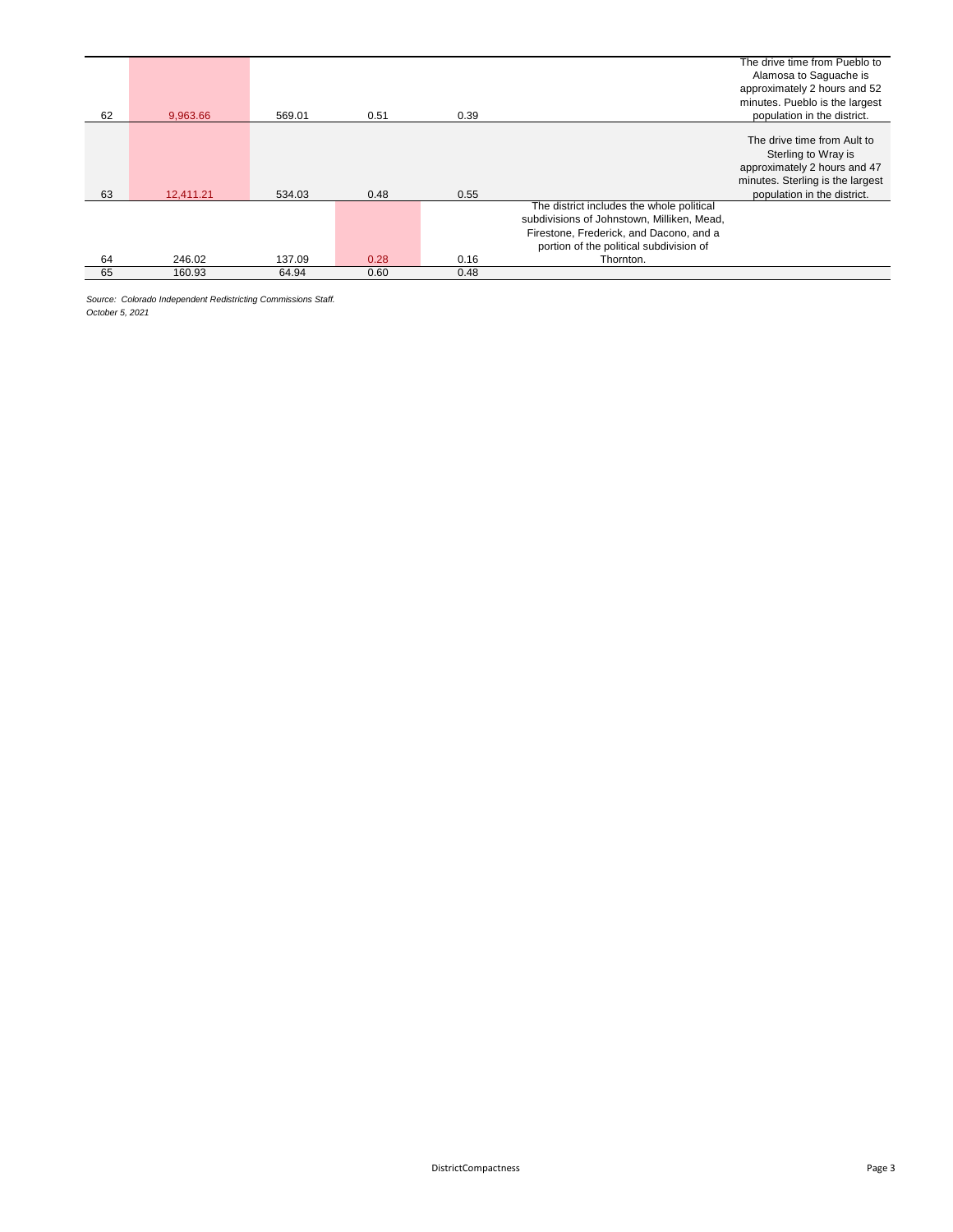| | | | | | | |
|---|---|---|---|---|---|---|
| 62 | 9,963.66 | 569.01 | 0.51 | 0.39 | | The drive time from Pueblo to Alamosa to Saguache is approximately 2 hours and 52 minutes. Pueblo is the largest population in the district. |
| 63 | 12,411.21 | 534.03 | 0.48 | 0.55 | | The drive time from Ault to Sterling to Wray is approximately 2 hours and 47 minutes. Sterling is the largest population in the district. |
| 64 | 246.02 | 137.09 | 0.28 | 0.16 | The district includes the whole political subdivisions of Johnstown, Milliken, Mead, Firestone, Frederick, and Dacono, and a portion of the political subdivision of Thornton. | |
| 65 | 160.93 | 64.94 | 0.60 | 0.48 | | |

*Source: Colorado Independent Redistricting Commissions Staff.*
*October 5, 2021*